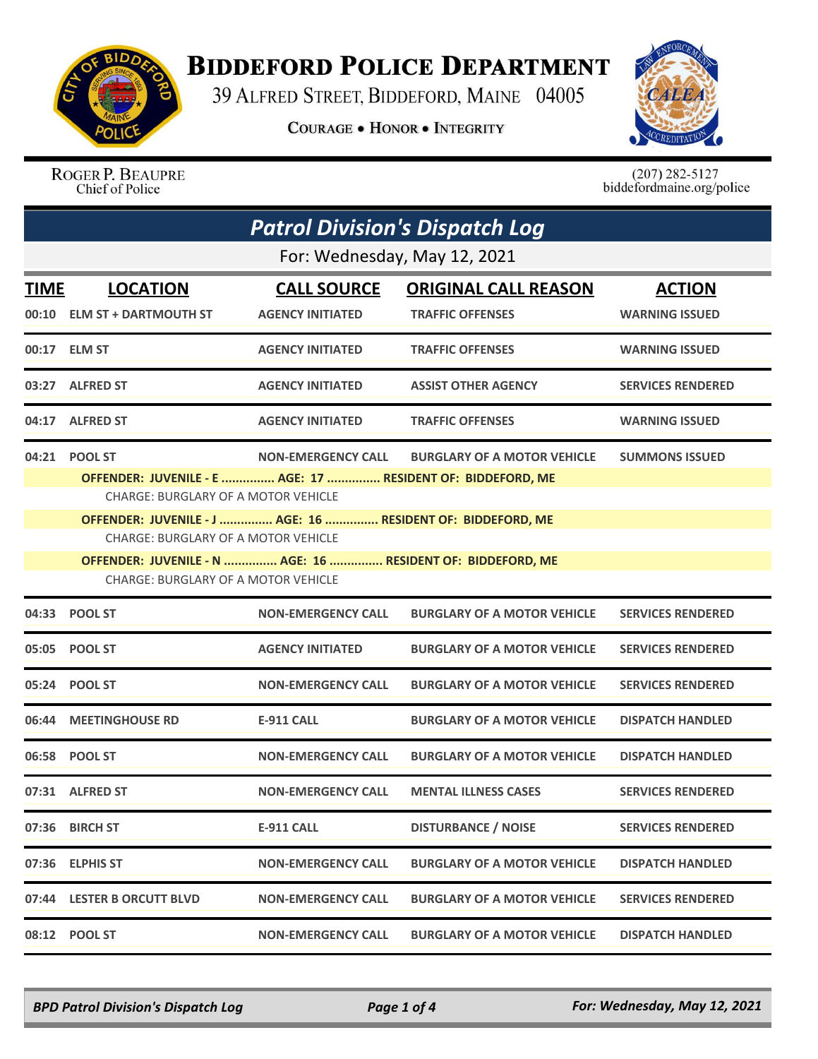# Biddeford Police Department

39 Alfred Street, Biddeford, Maine 04005

**Courage • Honor • Integrity**

Roger P. Beaupre
Chief of Police

(207) 282-5127
biddefordmaine.org/police

## *Patrol Division's Dispatch Log*

For: Wednesday, May 12, 2021

| TIME | LOCATION | CALL SOURCE | ORIGINAL CALL REASON | ACTION |
|---|---|---|---|---|
| 00:10 | ELM ST + DARTMOUTH ST | AGENCY INITIATED | TRAFFIC OFFENSES | WARNING ISSUED |
| 00:17 | ELM ST | AGENCY INITIATED | TRAFFIC OFFENSES | WARNING ISSUED |
| 03:27 | ALFRED ST | AGENCY INITIATED | ASSIST OTHER AGENCY | SERVICES RENDERED |
| 04:17 | ALFRED ST | AGENCY INITIATED | TRAFFIC OFFENSES | WARNING ISSUED |
| 04:21 | POOL ST | NON-EMERGENCY CALL | BURGLARY OF A MOTOR VEHICLE | SUMMONS ISSUED |
| | OFFENDER: JUVENILE - E ............... AGE: 17 ............... RESIDENT OF: BIDDEFORD, ME | | | |
| | CHARGE: BURGLARY OF A MOTOR VEHICLE | | | |
| | OFFENDER: JUVENILE - J ............... AGE: 16 ............... RESIDENT OF: BIDDEFORD, ME | | | |
| | CHARGE: BURGLARY OF A MOTOR VEHICLE | | | |
| | OFFENDER: JUVENILE - N ............... AGE: 16 ............... RESIDENT OF: BIDDEFORD, ME | | | |
| | CHARGE: BURGLARY OF A MOTOR VEHICLE | | | |
| 04:33 | POOL ST | NON-EMERGENCY CALL | BURGLARY OF A MOTOR VEHICLE | SERVICES RENDERED |
| 05:05 | POOL ST | AGENCY INITIATED | BURGLARY OF A MOTOR VEHICLE | SERVICES RENDERED |
| 05:24 | POOL ST | NON-EMERGENCY CALL | BURGLARY OF A MOTOR VEHICLE | SERVICES RENDERED |
| 06:44 | MEETINGHOUSE RD | E-911 CALL | BURGLARY OF A MOTOR VEHICLE | DISPATCH HANDLED |
| 06:58 | POOL ST | NON-EMERGENCY CALL | BURGLARY OF A MOTOR VEHICLE | DISPATCH HANDLED |
| 07:31 | ALFRED ST | NON-EMERGENCY CALL | MENTAL ILLNESS CASES | SERVICES RENDERED |
| 07:36 | BIRCH ST | E-911 CALL | DISTURBANCE / NOISE | SERVICES RENDERED |
| 07:36 | ELPHIS ST | NON-EMERGENCY CALL | BURGLARY OF A MOTOR VEHICLE | DISPATCH HANDLED |
| 07:44 | LESTER B ORCUTT BLVD | NON-EMERGENCY CALL | BURGLARY OF A MOTOR VEHICLE | SERVICES RENDERED |
| 08:12 | POOL ST | NON-EMERGENCY CALL | BURGLARY OF A MOTOR VEHICLE | DISPATCH HANDLED |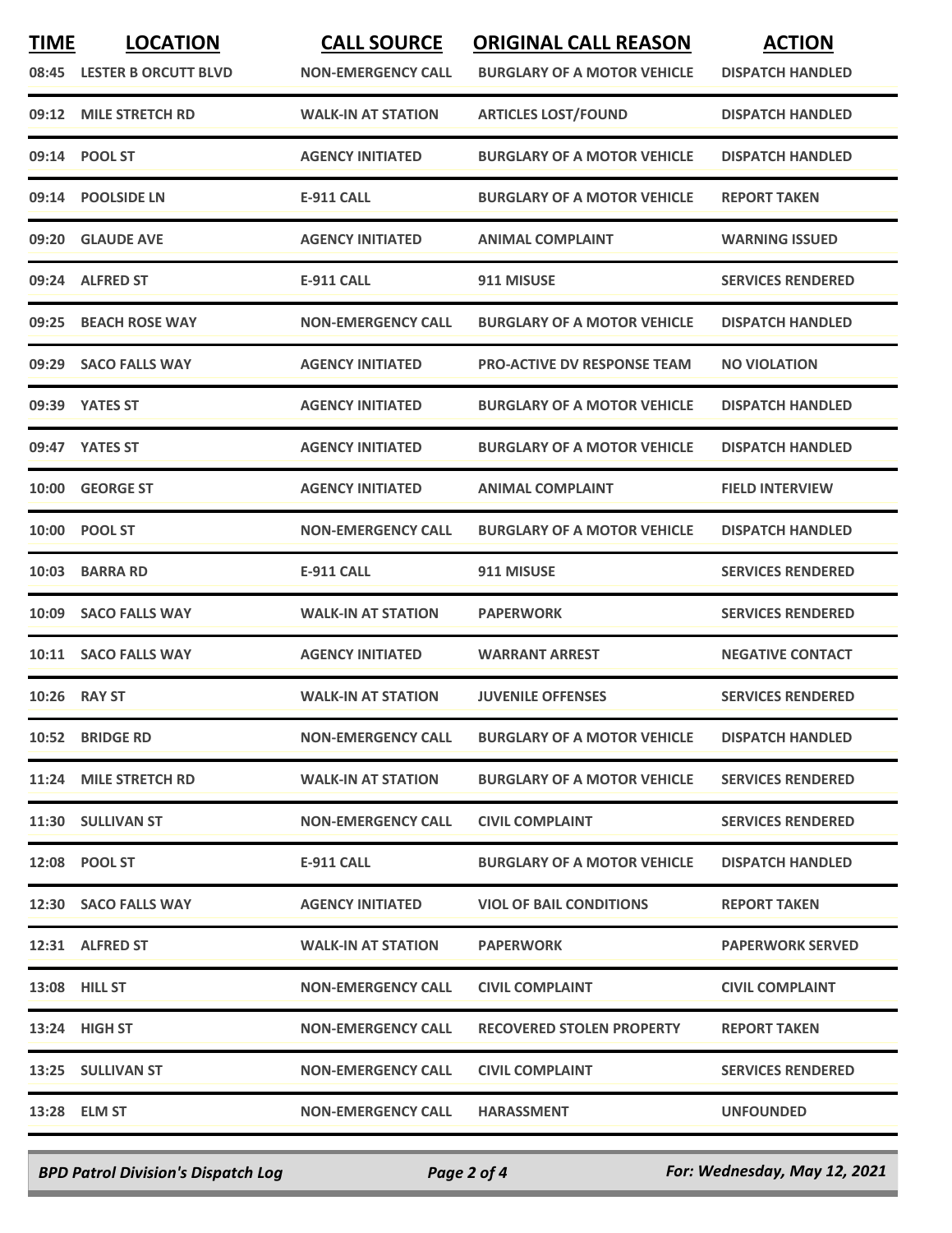| TIME | LOCATION | CALL SOURCE | ORIGINAL CALL REASON | ACTION |
|---|---|---|---|---|
| 08:45 | LESTER B ORCUTT BLVD | NON-EMERGENCY CALL | BURGLARY OF A MOTOR VEHICLE | DISPATCH HANDLED |
| 09:12 | MILE STRETCH RD | WALK-IN AT STATION | ARTICLES LOST/FOUND | DISPATCH HANDLED |
| 09:14 | POOL ST | AGENCY INITIATED | BURGLARY OF A MOTOR VEHICLE | DISPATCH HANDLED |
| 09:14 | POOLSIDE LN | E-911 CALL | BURGLARY OF A MOTOR VEHICLE | REPORT TAKEN |
| 09:20 | GLAUDE AVE | AGENCY INITIATED | ANIMAL COMPLAINT | WARNING ISSUED |
| 09:24 | ALFRED ST | E-911 CALL | 911 MISUSE | SERVICES RENDERED |
| 09:25 | BEACH ROSE WAY | NON-EMERGENCY CALL | BURGLARY OF A MOTOR VEHICLE | DISPATCH HANDLED |
| 09:29 | SACO FALLS WAY | AGENCY INITIATED | PRO-ACTIVE DV RESPONSE TEAM | NO VIOLATION |
| 09:39 | YATES ST | AGENCY INITIATED | BURGLARY OF A MOTOR VEHICLE | DISPATCH HANDLED |
| 09:47 | YATES ST | AGENCY INITIATED | BURGLARY OF A MOTOR VEHICLE | DISPATCH HANDLED |
| 10:00 | GEORGE ST | AGENCY INITIATED | ANIMAL COMPLAINT | FIELD INTERVIEW |
| 10:00 | POOL ST | NON-EMERGENCY CALL | BURGLARY OF A MOTOR VEHICLE | DISPATCH HANDLED |
| 10:03 | BARRA RD | E-911 CALL | 911 MISUSE | SERVICES RENDERED |
| 10:09 | SACO FALLS WAY | WALK-IN AT STATION | PAPERWORK | SERVICES RENDERED |
| 10:11 | SACO FALLS WAY | AGENCY INITIATED | WARRANT ARREST | NEGATIVE CONTACT |
| 10:26 | RAY ST | WALK-IN AT STATION | JUVENILE OFFENSES | SERVICES RENDERED |
| 10:52 | BRIDGE RD | NON-EMERGENCY CALL | BURGLARY OF A MOTOR VEHICLE | DISPATCH HANDLED |
| 11:24 | MILE STRETCH RD | WALK-IN AT STATION | BURGLARY OF A MOTOR VEHICLE | SERVICES RENDERED |
| 11:30 | SULLIVAN ST | NON-EMERGENCY CALL | CIVIL COMPLAINT | SERVICES RENDERED |
| 12:08 | POOL ST | E-911 CALL | BURGLARY OF A MOTOR VEHICLE | DISPATCH HANDLED |
| 12:30 | SACO FALLS WAY | AGENCY INITIATED | VIOL OF BAIL CONDITIONS | REPORT TAKEN |
| 12:31 | ALFRED ST | WALK-IN AT STATION | PAPERWORK | PAPERWORK SERVED |
| 13:08 | HILL ST | NON-EMERGENCY CALL | CIVIL COMPLAINT | CIVIL COMPLAINT |
| 13:24 | HIGH ST | NON-EMERGENCY CALL | RECOVERED STOLEN PROPERTY | REPORT TAKEN |
| 13:25 | SULLIVAN ST | NON-EMERGENCY CALL | CIVIL COMPLAINT | SERVICES RENDERED |
| 13:28 | ELM ST | NON-EMERGENCY CALL | HARASSMENT | UNFOUNDED |

*BPD Patrol Division's Dispatch Log* — *For: Wednesday, May 12, 2021*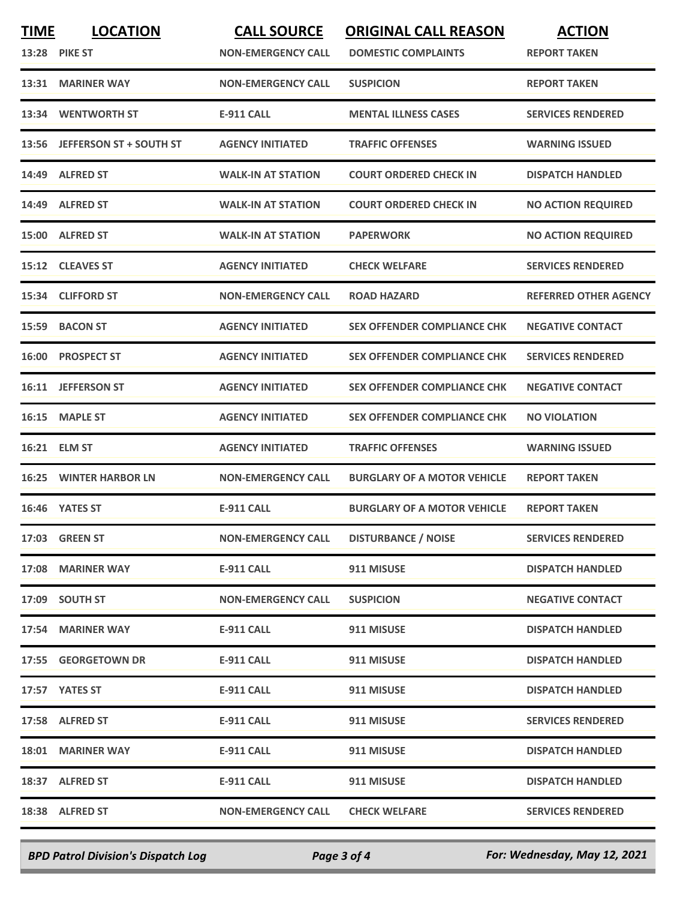| TIME | LOCATION | CALL SOURCE | ORIGINAL CALL REASON | ACTION |
|---|---|---|---|---|
| 13:28 | PIKE ST | NON-EMERGENCY CALL | DOMESTIC COMPLAINTS | REPORT TAKEN |
| 13:31 | MARINER WAY | NON-EMERGENCY CALL | SUSPICION | REPORT TAKEN |
| 13:34 | WENTWORTH ST | E-911 CALL | MENTAL ILLNESS CASES | SERVICES RENDERED |
| 13:56 | JEFFERSON ST + SOUTH ST | AGENCY INITIATED | TRAFFIC OFFENSES | WARNING ISSUED |
| 14:49 | ALFRED ST | WALK-IN AT STATION | COURT ORDERED CHECK IN | DISPATCH HANDLED |
| 14:49 | ALFRED ST | WALK-IN AT STATION | COURT ORDERED CHECK IN | NO ACTION REQUIRED |
| 15:00 | ALFRED ST | WALK-IN AT STATION | PAPERWORK | NO ACTION REQUIRED |
| 15:12 | CLEAVES ST | AGENCY INITIATED | CHECK WELFARE | SERVICES RENDERED |
| 15:34 | CLIFFORD ST | NON-EMERGENCY CALL | ROAD HAZARD | REFERRED OTHER AGENCY |
| 15:59 | BACON ST | AGENCY INITIATED | SEX OFFENDER COMPLIANCE CHK | NEGATIVE CONTACT |
| 16:00 | PROSPECT ST | AGENCY INITIATED | SEX OFFENDER COMPLIANCE CHK | SERVICES RENDERED |
| 16:11 | JEFFERSON ST | AGENCY INITIATED | SEX OFFENDER COMPLIANCE CHK | NEGATIVE CONTACT |
| 16:15 | MAPLE ST | AGENCY INITIATED | SEX OFFENDER COMPLIANCE CHK | NO VIOLATION |
| 16:21 | ELM ST | AGENCY INITIATED | TRAFFIC OFFENSES | WARNING ISSUED |
| 16:25 | WINTER HARBOR LN | NON-EMERGENCY CALL | BURGLARY OF A MOTOR VEHICLE | REPORT TAKEN |
| 16:46 | YATES ST | E-911 CALL | BURGLARY OF A MOTOR VEHICLE | REPORT TAKEN |
| 17:03 | GREEN ST | NON-EMERGENCY CALL | DISTURBANCE / NOISE | SERVICES RENDERED |
| 17:08 | MARINER WAY | E-911 CALL | 911 MISUSE | DISPATCH HANDLED |
| 17:09 | SOUTH ST | NON-EMERGENCY CALL | SUSPICION | NEGATIVE CONTACT |
| 17:54 | MARINER WAY | E-911 CALL | 911 MISUSE | DISPATCH HANDLED |
| 17:55 | GEORGETOWN DR | E-911 CALL | 911 MISUSE | DISPATCH HANDLED |
| 17:57 | YATES ST | E-911 CALL | 911 MISUSE | DISPATCH HANDLED |
| 17:58 | ALFRED ST | E-911 CALL | 911 MISUSE | SERVICES RENDERED |
| 18:01 | MARINER WAY | E-911 CALL | 911 MISUSE | DISPATCH HANDLED |
| 18:37 | ALFRED ST | E-911 CALL | 911 MISUSE | DISPATCH HANDLED |
| 18:38 | ALFRED ST | NON-EMERGENCY CALL | CHECK WELFARE | SERVICES RENDERED |

*BPD Patrol Division's Dispatch Log* — *For: Wednesday, May 12, 2021*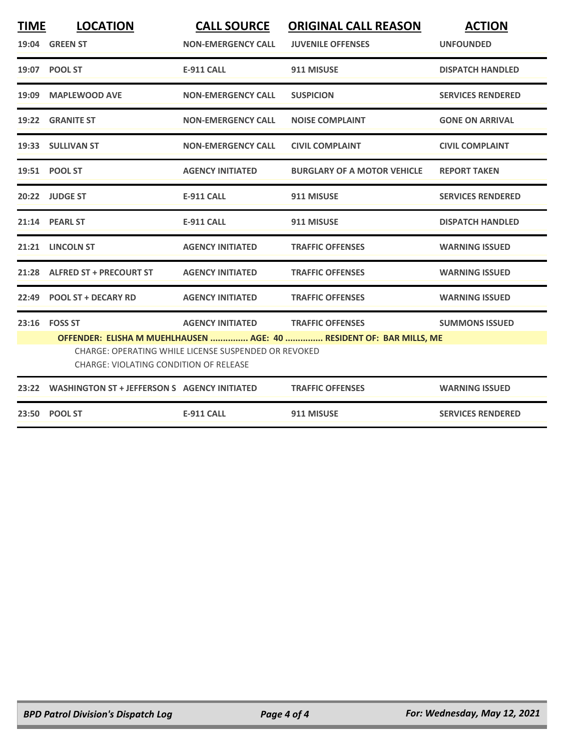| TIME | LOCATION | CALL SOURCE | ORIGINAL CALL REASON | ACTION |
|---|---|---|---|---|
| 19:04 | GREEN ST | NON-EMERGENCY CALL | JUVENILE OFFENSES | UNFOUNDED |
| 19:07 | POOL ST | E-911 CALL | 911 MISUSE | DISPATCH HANDLED |
| 19:09 | MAPLEWOOD AVE | NON-EMERGENCY CALL | SUSPICION | SERVICES RENDERED |
| 19:22 | GRANITE ST | NON-EMERGENCY CALL | NOISE COMPLAINT | GONE ON ARRIVAL |
| 19:33 | SULLIVAN ST | NON-EMERGENCY CALL | CIVIL COMPLAINT | CIVIL COMPLAINT |
| 19:51 | POOL ST | AGENCY INITIATED | BURGLARY OF A MOTOR VEHICLE | REPORT TAKEN |
| 20:22 | JUDGE ST | E-911 CALL | 911 MISUSE | SERVICES RENDERED |
| 21:14 | PEARL ST | E-911 CALL | 911 MISUSE | DISPATCH HANDLED |
| 21:21 | LINCOLN ST | AGENCY INITIATED | TRAFFIC OFFENSES | WARNING ISSUED |
| 21:28 | ALFRED ST + PRECOURT ST | AGENCY INITIATED | TRAFFIC OFFENSES | WARNING ISSUED |
| 22:49 | POOL ST + DECARY RD | AGENCY INITIATED | TRAFFIC OFFENSES | WARNING ISSUED |
| 23:16 | FOSS ST | AGENCY INITIATED | TRAFFIC OFFENSES | SUMMONS ISSUED |

**OFFENDER: ELISHA M MUEHLHAUSEN ............... AGE: 40 ............... RESIDENT OF: BAR MILLS, ME**

CHARGE: OPERATING WHILE LICENSE SUSPENDED OR REVOKED

CHARGE: VIOLATING CONDITION OF RELEASE

| TIME | LOCATION | CALL SOURCE | ORIGINAL CALL REASON | ACTION |
|---|---|---|---|---|
| 23:22 | WASHINGTON ST + JEFFERSON S | AGENCY INITIATED | TRAFFIC OFFENSES | WARNING ISSUED |
| 23:50 | POOL ST | E-911 CALL | 911 MISUSE | SERVICES RENDERED |